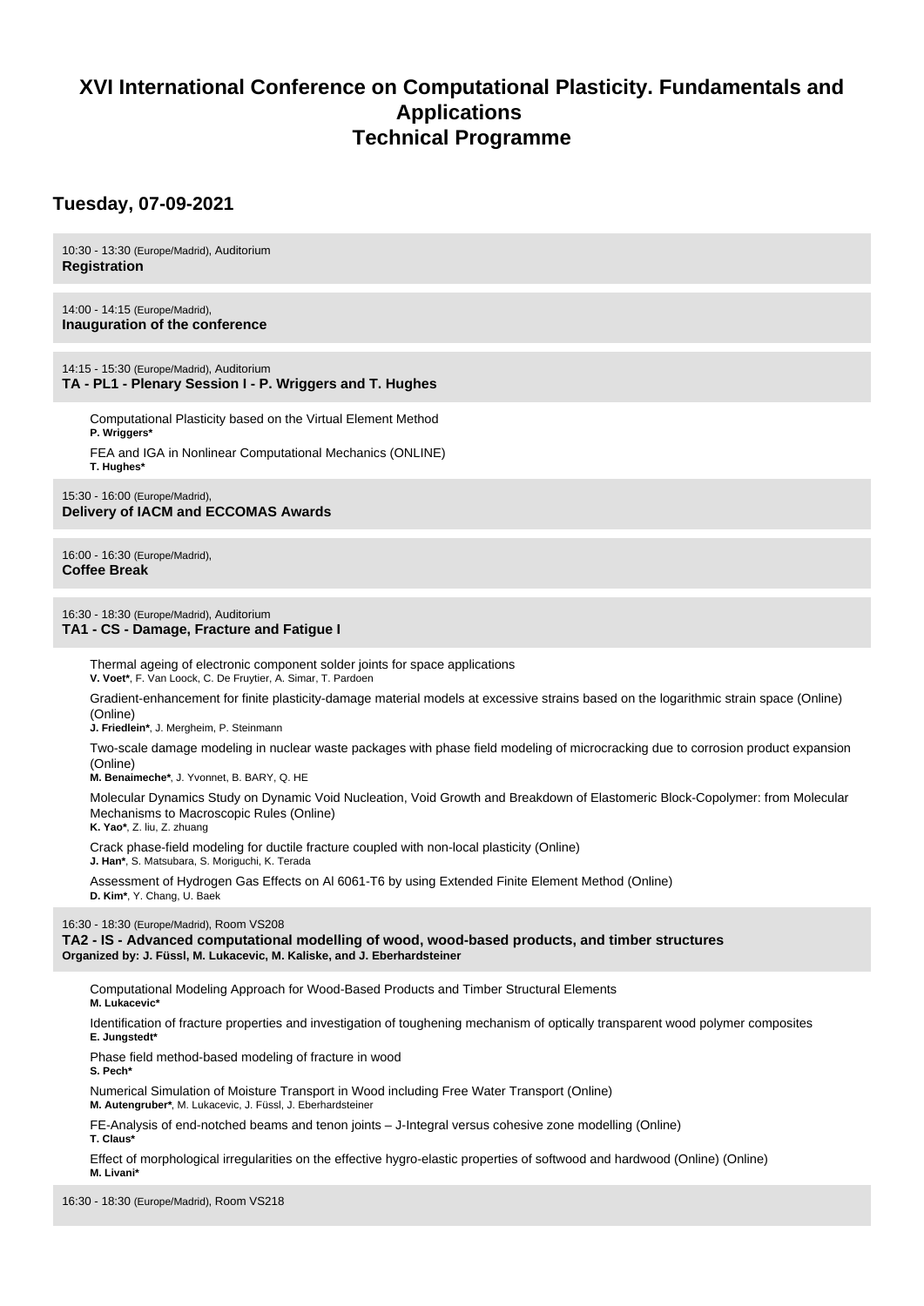# XVI International Conference on Computational Plasticity. Fundamentals and Applications
# Technical Programme

## Tuesday, 07-09-2021

10:30 - 13:30 (Europe/Madrid), Auditorium
**Registration**

14:00 - 14:15 (Europe/Madrid),
**Inauguration of the conference**

14:15 - 15:30 (Europe/Madrid), Auditorium
**TA - PL1 - Plenary Session I - P. Wriggers and T. Hughes**

Computational Plasticity based on the Virtual Element Method
**P. Wriggers***

FEA and IGA in Nonlinear Computational Mechanics (ONLINE)
**T. Hughes***

15:30 - 16:00 (Europe/Madrid),
**Delivery of IACM and ECCOMAS Awards**

16:00 - 16:30 (Europe/Madrid),
**Coffee Break**

16:30 - 18:30 (Europe/Madrid), Auditorium
**TA1 - CS - Damage, Fracture and Fatigue I**

Thermal ageing of electronic component solder joints for space applications
**V. Voet***, F. Van Loock, C. De Fruytier, A. Simar, T. Pardoen

Gradient-enhancement for finite plasticity-damage material models at excessive strains based on the logarithmic strain space (Online) (Online)
**J. Friedlein***, J. Mergheim, P. Steinmann

Two-scale damage modeling in nuclear waste packages with phase field modeling of microcracking due to corrosion product expansion (Online)
**M. Benaimeche***, J. Yvonnet, B. BARY, Q. HE

Molecular Dynamics Study on Dynamic Void Nucleation, Void Growth and Breakdown of Elastomeric Block-Copolymer: from Molecular Mechanisms to Macroscopic Rules (Online)
**K. Yao***, Z. liu, Z. zhuang

Crack phase-field modeling for ductile fracture coupled with non-local plasticity (Online)
**J. Han***, S. Matsubara, S. Moriguchi, K. Terada

Assessment of Hydrogen Gas Effects on Al 6061-T6 by using Extended Finite Element Method (Online)
**D. Kim***, Y. Chang, U. Baek

16:30 - 18:30 (Europe/Madrid), Room VS208
**TA2 - IS - Advanced computational modelling of wood, wood-based products, and timber structures**
**Organized by: J. Füssl, M. Lukacevic, M. Kaliske, and J. Eberhardsteiner**

Computational Modeling Approach for Wood-Based Products and Timber Structural Elements
**M. Lukacevic***

Identification of fracture properties and investigation of toughening mechanism of optically transparent wood polymer composites
**E. Jungstedt***

Phase field method-based modeling of fracture in wood
**S. Pech***

Numerical Simulation of Moisture Transport in Wood including Free Water Transport (Online)
**M. Autengruber***, M. Lukacevic, J. Füssl, J. Eberhardsteiner

FE-Analysis of end-notched beams and tenon joints – J-Integral versus cohesive zone modelling (Online)
**T. Claus***

Effect of morphological irregularities on the effective hygro-elastic properties of softwood and hardwood (Online) (Online)
**M. Livani***

16:30 - 18:30 (Europe/Madrid), Room VS218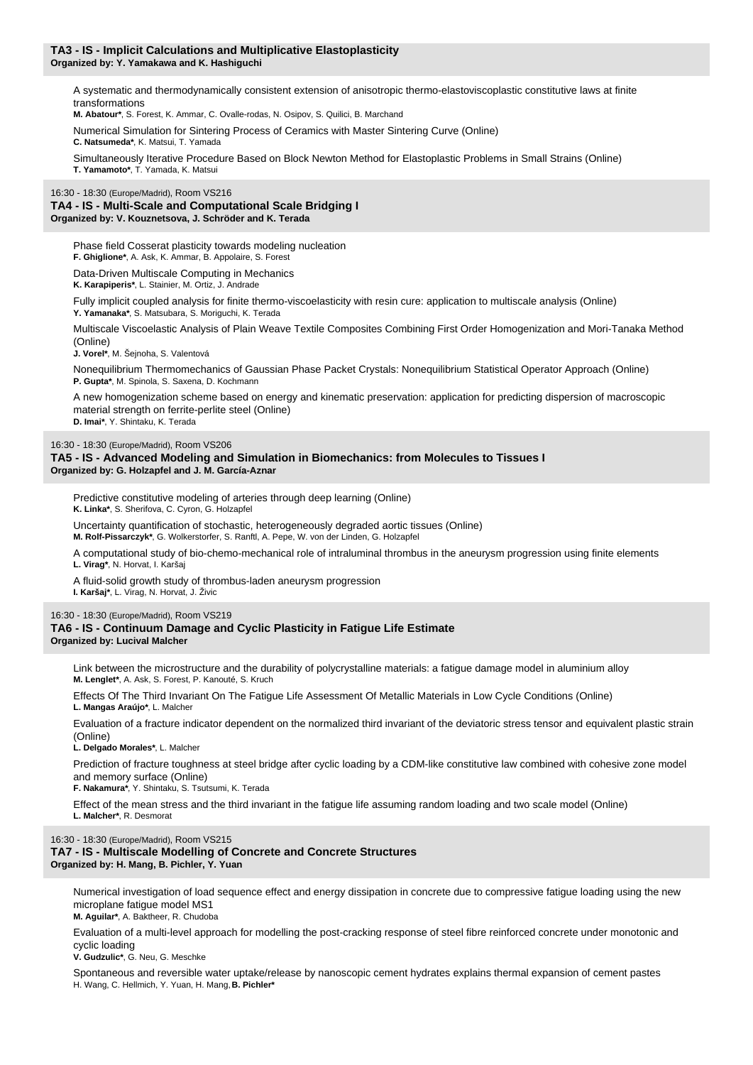### TA3 - IS - Implicit Calculations and Multiplicative Elastoplasticity
**Organized by: Y. Yamakawa and K. Hashiguchi**

A systematic and thermodynamically consistent extension of anisotropic thermo-elastoviscoplastic constitutive laws at finite transformations
**M. Abatour***, S. Forest, K. Ammar, C. Ovalle-rodas, N. Osipov, S. Quilici, B. Marchand

Numerical Simulation for Sintering Process of Ceramics with Master Sintering Curve (Online)
**C. Natsumeda***, K. Matsui, T. Yamada

Simultaneously Iterative Procedure Based on Block Newton Method for Elastoplastic Problems in Small Strains (Online)
**T. Yamamoto***, T. Yamada, K. Matsui

16:30 - 18:30 (Europe/Madrid), Room VS216
### TA4 - IS - Multi-Scale and Computational Scale Bridging I
**Organized by: V. Kouznetsova, J. Schröder and K. Terada**

Phase field Cosserat plasticity towards modeling nucleation
**F. Ghiglione***, A. Ask, K. Ammar, B. Appolaire, S. Forest

Data-Driven Multiscale Computing in Mechanics
**K. Karapiperis***, L. Stainier, M. Ortiz, J. Andrade

Fully implicit coupled analysis for finite thermo-viscoelasticity with resin cure: application to multiscale analysis (Online)
**Y. Yamanaka***, S. Matsubara, S. Moriguchi, K. Terada

Multiscale Viscoelastic Analysis of Plain Weave Textile Composites Combining First Order Homogenization and Mori-Tanaka Method (Online)
**J. Vorel***, M. Šejnoha, S. Valentová

Nonequilibrium Thermomechanics of Gaussian Phase Packet Crystals: Nonequilibrium Statistical Operator Approach (Online)
**P. Gupta***, M. Spinola, S. Saxena, D. Kochmann

A new homogenization scheme based on energy and kinematic preservation: application for predicting dispersion of macroscopic material strength on ferrite-perlite steel (Online)
**D. Imai***, Y. Shintaku, K. Terada

16:30 - 18:30 (Europe/Madrid), Room VS206
### TA5 - IS - Advanced Modeling and Simulation in Biomechanics: from Molecules to Tissues I
**Organized by: G. Holzapfel and J. M. García-Aznar**

Predictive constitutive modeling of arteries through deep learning (Online)
**K. Linka***, S. Sherifova, C. Cyron, G. Holzapfel

Uncertainty quantification of stochastic, heterogeneously degraded aortic tissues (Online)
**M. Rolf-Pissarczyk***, G. Wolkerstorfer, S. Ranftl, A. Pepe, W. von der Linden, G. Holzapfel

A computational study of bio-chemo-mechanical role of intraluminal thrombus in the aneurysm progression using finite elements
**L. Virag***, N. Horvat, I. Karšaj

A fluid-solid growth study of thrombus-laden aneurysm progression
**I. Karšaj***, L. Virag, N. Horvat, J. Živic

16:30 - 18:30 (Europe/Madrid), Room VS219
### TA6 - IS - Continuum Damage and Cyclic Plasticity in Fatigue Life Estimate
**Organized by: Lucival Malcher**

Link between the microstructure and the durability of polycrystalline materials: a fatigue damage model in aluminium alloy
**M. Lenglet***, A. Ask, S. Forest, P. Kanouté, S. Kruch

Effects Of The Third Invariant On The Fatigue Life Assessment Of Metallic Materials in Low Cycle Conditions (Online)
**L. Mangas Araújo***, L. Malcher

Evaluation of a fracture indicator dependent on the normalized third invariant of the deviatoric stress tensor and equivalent plastic strain (Online)
**L. Delgado Morales***, L. Malcher

Prediction of fracture toughness at steel bridge after cyclic loading by a CDM-like constitutive law combined with cohesive zone model and memory surface (Online)
**F. Nakamura***, Y. Shintaku, S. Tsutsumi, K. Terada

Effect of the mean stress and the third invariant in the fatigue life assuming random loading and two scale model (Online)
**L. Malcher***, R. Desmorat

16:30 - 18:30 (Europe/Madrid), Room VS215
### TA7 - IS - Multiscale Modelling of Concrete and Concrete Structures
**Organized by: H. Mang, B. Pichler, Y. Yuan**

Numerical investigation of load sequence effect and energy dissipation in concrete due to compressive fatigue loading using the new microplane fatigue model MS1
**M. Aguilar***, A. Baktheer, R. Chudoba

Evaluation of a multi-level approach for modelling the post-cracking response of steel fibre reinforced concrete under monotonic and cyclic loading
**V. Gudzulic***, G. Neu, G. Meschke

Spontaneous and reversible water uptake/release by nanoscopic cement hydrates explains thermal expansion of cement pastes
H. Wang, C. Hellmich, Y. Yuan, H. Mang, **B. Pichler***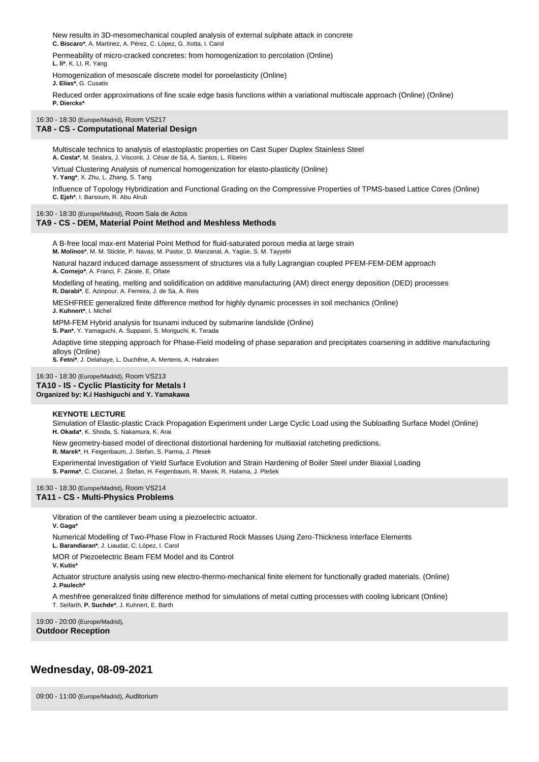New results in 3D-mesomechanical coupled analysis of external sulphate attack in concrete
**C. Biscaro***, A. Martinez, A. Pérez, C. López, G. Xotta, I. Carol

Permeability of micro-cracked concretes: from homogenization to percolation (Online)
**L. li***, K. LI, R. Yang

Homogenization of mesoscale discrete model for poroelasticity (Online)
**J. Elias***, G. Cusatis

Reduced order approximations of fine scale edge basis functions within a variational multiscale approach (Online) (Online)
**P. Diercks***

16:30 - 18:30 (Europe/Madrid), Room VS217
**TA8 - CS - Computational Material Design**

Multiscale technics to analysis of elastoplastic properties on Cast Super Duplex Stainless Steel
**A. Costa***, M. Seabra, J. Visconti, J. César de Sá, A. Santos, L. Ribeiro

Virtual Clustering Analysis of numerical homogenization for elasto-plasticity (Online)
**Y. Yang***, X. Zhu, L. Zhang, S. Tang

Influence of Topology Hybridization and Functional Grading on the Compressive Properties of TPMS-based Lattice Cores (Online)
**C. Ejeh***, I. Barsoum, R. Abu Alrub

16:30 - 18:30 (Europe/Madrid), Room Sala de Actos
**TA9 - CS - DEM, Material Point Method and Meshless Methods**

A B-free local max-ent Material Point Method for fluid-saturated porous media at large strain
**M. Molinos***, M. M. Stickle, P. Navas, M. Pastor, D. Manzanal, A. Yagüe, S. M. Tayyebi

Natural hazard induced damage assessment of structures via a fully Lagrangian coupled PFEM-FEM-DEM approach
**A. Cornejo***, A. Franci, F. Zárate, E. Oñate

Modelling of heating, melting and solidification on additive manufacturing (AM) direct energy deposition (DED) processes
**R. Darabi***, E. Azinpour, A. Ferreira, J. de Sa, A. Reis

MESHFREE generalized finite difference method for highly dynamic processes in soil mechanics (Online)
**J. Kuhnert***, I. Michel

MPM-FEM Hybrid analysis for tsunami induced by submarine landslide (Online)
**S. Pan***, Y. Yamaguchi, A. Suppasri, S. Moriguchi, K. Terada

Adaptive time stepping approach for Phase-Field modeling of phase separation and precipitates coarsening in additive manufacturing alloys (Online)
**S. Fetni***, J. Delahaye, L. Duchêne, A. Mertens, A. Habraken

16:30 - 18:30 (Europe/Madrid), Room VS213
**TA10 - IS - Cyclic Plasticity for Metals I**
**Organized by: K.i Hashiguchi and Y. Yamakawa**

**KEYNOTE LECTURE**
Simulation of Elastic-plastic Crack Propagation Experiment under Large Cyclic Load using the Subloading Surface Model (Online)
**H. Okada***, K. Shoda, S. Nakamura, K. Arai

New geometry-based model of directional distortional hardening for multiaxial ratcheting predictions.
**R. Marek***, H. Feigenbaum, J. Stefan, S. Parma, J. Plesek

Experimental Investigation of Yield Surface Evolution and Strain Hardening of Boiler Steel under Biaxial Loading
**S. Parma***, C. Ciocanel, J. Štefan, H. Feigenbaum, R. Marek, R. Halama, J. Plešek

16:30 - 18:30 (Europe/Madrid), Room VS214
**TA11 - CS - Multi-Physics Problems**

Vibration of the cantilever beam using a piezoelectric actuator.
**V. Gaga***

Numerical Modelling of Two-Phase Flow in Fractured Rock Masses Using Zero-Thickness Interface Elements
**L. Barandiaran***, J. Liaudat, C. López, I. Carol

MOR of Piezoelectric Beam FEM Model and its Control
**V. Kutis***

Actuator structure analysis using new electro-thermo-mechanical finite element for functionally graded materials. (Online)
**J. Paulech***

A meshfree generalized finite difference method for simulations of metal cutting processes with cooling lubricant (Online)
T. Seifarth, **P. Suchde***, J. Kuhnert, E. Barth

19:00 - 20:00 (Europe/Madrid),
**Outdoor Reception**

## Wednesday, 08-09-2021

09:00 - 11:00 (Europe/Madrid), Auditorium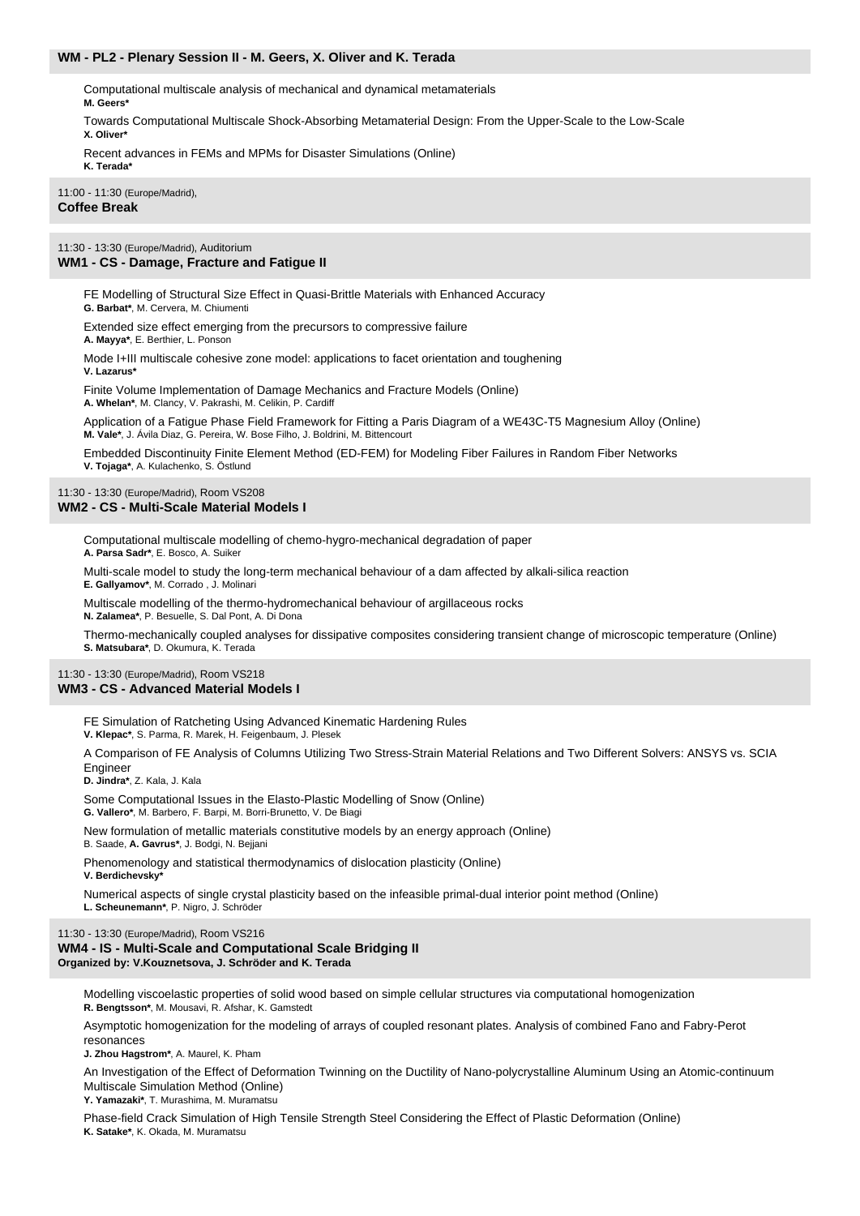## WM - PL2 - Plenary Session II - M. Geers, X. Oliver and K. Terada

Computational multiscale analysis of mechanical and dynamical metamaterials
**M. Geers***

Towards Computational Multiscale Shock-Absorbing Metamaterial Design: From the Upper-Scale to the Low-Scale
**X. Oliver***

Recent advances in FEMs and MPMs for Disaster Simulations (Online)
**K. Terada***

11:00 - 11:30 (Europe/Madrid),
**Coffee Break**

11:30 - 13:30 (Europe/Madrid), Auditorium
## WM1 - CS - Damage, Fracture and Fatigue II

FE Modelling of Structural Size Effect in Quasi-Brittle Materials with Enhanced Accuracy
**G. Barbat***, M. Cervera, M. Chiumenti

Extended size effect emerging from the precursors to compressive failure
**A. Mayya***, E. Berthier, L. Ponson

Mode I+III multiscale cohesive zone model: applications to facet orientation and toughening
**V. Lazarus***

Finite Volume Implementation of Damage Mechanics and Fracture Models (Online)
**A. Whelan***, M. Clancy, V. Pakrashi, M. Celikin, P. Cardiff

Application of a Fatigue Phase Field Framework for Fitting a Paris Diagram of a WE43C-T5 Magnesium Alloy (Online)
**M. Vale***, J. Ávila Diaz, G. Pereira, W. Bose Filho, J. Boldrini, M. Bittencourt

Embedded Discontinuity Finite Element Method (ED-FEM) for Modeling Fiber Failures in Random Fiber Networks
**V. Tojaga***, A. Kulachenko, S. Östlund

11:30 - 13:30 (Europe/Madrid), Room VS208
## WM2 - CS - Multi-Scale Material Models I

Computational multiscale modelling of chemo-hygro-mechanical degradation of paper
**A. Parsa Sadr***, E. Bosco, A. Suiker

Multi-scale model to study the long-term mechanical behaviour of a dam affected by alkali-silica reaction
**E. Gallyamov***, M. Corrado , J. Molinari

Multiscale modelling of the thermo-hydromechanical behaviour of argillaceous rocks
**N. Zalamea***, P. Besuelle, S. Dal Pont, A. Di Dona

Thermo-mechanically coupled analyses for dissipative composites considering transient change of microscopic temperature (Online)
**S. Matsubara***, D. Okumura, K. Terada

11:30 - 13:30 (Europe/Madrid), Room VS218
## WM3 - CS - Advanced Material Models I

FE Simulation of Ratcheting Using Advanced Kinematic Hardening Rules
**V. Klepac***, S. Parma, R. Marek, H. Feigenbaum, J. Plesek

A Comparison of FE Analysis of Columns Utilizing Two Stress-Strain Material Relations and Two Different Solvers: ANSYS vs. SCIA Engineer
**D. Jindra***, Z. Kala, J. Kala

Some Computational Issues in the Elasto-Plastic Modelling of Snow (Online)
**G. Vallero***, M. Barbero, F. Barpi, M. Borri-Brunetto, V. De Biagi

New formulation of metallic materials constitutive models by an energy approach (Online)
B. Saade, **A. Gavrus***, J. Bodgi, N. Bejjani

Phenomenology and statistical thermodynamics of dislocation plasticity (Online)
**V. Berdichevsky***

Numerical aspects of single crystal plasticity based on the infeasible primal-dual interior point method (Online)
**L. Scheunemann***, P. Nigro, J. Schröder

11:30 - 13:30 (Europe/Madrid), Room VS216
## WM4 - IS - Multi-Scale and Computational Scale Bridging II
**Organized by: V.Kouznetsova, J. Schröder and K. Terada**

Modelling viscoelastic properties of solid wood based on simple cellular structures via computational homogenization
**R. Bengtsson***, M. Mousavi, R. Afshar, K. Gamstedt

Asymptotic homogenization for the modeling of arrays of coupled resonant plates. Analysis of combined Fano and Fabry-Perot resonances
**J. Zhou Hagstrom***, A. Maurel, K. Pham

An Investigation of the Effect of Deformation Twinning on the Ductility of Nano-polycrystalline Aluminum Using an Atomic-continuum Multiscale Simulation Method (Online)
**Y. Yamazaki***, T. Murashima, M. Muramatsu

Phase-field Crack Simulation of High Tensile Strength Steel Considering the Effect of Plastic Deformation (Online)
**K. Satake***, K. Okada, M. Muramatsu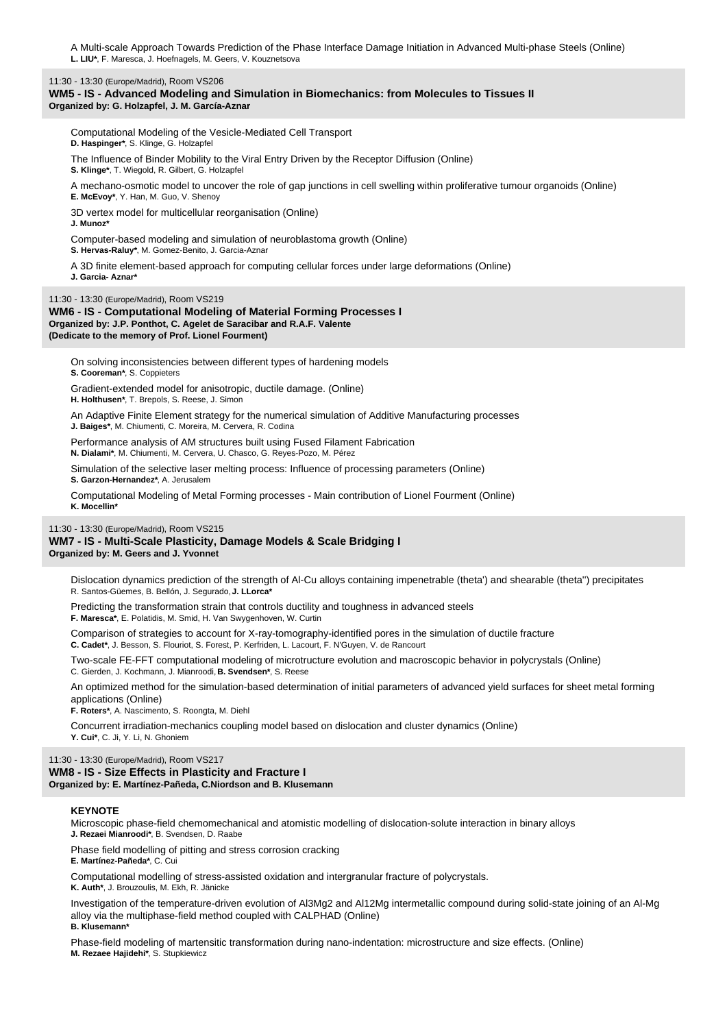A Multi-scale Approach Towards Prediction of the Phase Interface Damage Initiation in Advanced Multi-phase Steels (Online)
**L. LIU***, F. Maresca, J. Hoefnagels, M. Geers, V. Kouznetsova

11:30 - 13:30 (Europe/Madrid), Room VS206
### WM5 - IS - Advanced Modeling and Simulation in Biomechanics: from Molecules to Tissues II
**Organized by: G. Holzapfel, J. M. García-Aznar**

Computational Modeling of the Vesicle-Mediated Cell Transport
**D. Haspinger***, S. Klinge, G. Holzapfel

The Influence of Binder Mobility to the Viral Entry Driven by the Receptor Diffusion (Online)
**S. Klinge***, T. Wiegold, R. Gilbert, G. Holzapfel

A mechano-osmotic model to uncover the role of gap junctions in cell swelling within proliferative tumour organoids (Online)
**E. McEvoy***, Y. Han, M. Guo, V. Shenoy

3D vertex model for multicellular reorganisation (Online)
**J. Munoz***

Computer-based modeling and simulation of neuroblastoma growth (Online)
**S. Hervas-Raluy***, M. Gomez-Benito, J. Garcia-Aznar

A 3D finite element-based approach for computing cellular forces under large deformations (Online)
**J. Garcia- Aznar***

11:30 - 13:30 (Europe/Madrid), Room VS219
### WM6 - IS - Computational Modeling of Material Forming Processes I
**Organized by: J.P. Ponthot, C. Agelet de Saracibar and R.A.F. Valente**
**(Dedicate to the memory of Prof. Lionel Fourment)**

On solving inconsistencies between different types of hardening models
**S. Cooreman***, S. Coppieters

Gradient-extended model for anisotropic, ductile damage. (Online)
**H. Holthusen***, T. Brepols, S. Reese, J. Simon

An Adaptive Finite Element strategy for the numerical simulation of Additive Manufacturing processes
**J. Baiges***, M. Chiumenti, C. Moreira, M. Cervera, R. Codina

Performance analysis of AM structures built using Fused Filament Fabrication
**N. Dialami***, M. Chiumenti, M. Cervera, U. Chasco, G. Reyes-Pozo, M. Pérez

Simulation of the selective laser melting process: Influence of processing parameters (Online)
**S. Garzon-Hernandez***, A. Jerusalem

Computational Modeling of Metal Forming processes - Main contribution of Lionel Fourment (Online)
**K. Mocellin***

11:30 - 13:30 (Europe/Madrid), Room VS215
### WM7 - IS - Multi-Scale Plasticity, Damage Models & Scale Bridging I
**Organized by: M. Geers and J. Yvonnet**

Dislocation dynamics prediction of the strength of Al-Cu alloys containing impenetrable (theta') and shearable (theta'') precipitates
R. Santos-Güemes, B. Bellón, J. Segurado, **J. LLorca***

Predicting the transformation strain that controls ductility and toughness in advanced steels
**F. Maresca***, E. Polatidis, M. Smid, H. Van Swygenhoven, W. Curtin

Comparison of strategies to account for X-ray-tomography-identified pores in the simulation of ductile fracture
**C. Cadet***, J. Besson, S. Flouriot, S. Forest, P. Kerfriden, L. Lacourt, F. N'Guyen, V. de Rancourt

Two-scale FE-FFT computational modeling of microtructure evolution and macroscopic behavior in polycrystals (Online)
C. Gierden, J. Kochmann, J. Mianroodi, **B. Svendsen***, S. Reese

An optimized method for the simulation-based determination of initial parameters of advanced yield surfaces for sheet metal forming applications (Online)
**F. Roters***, A. Nascimento, S. Roongta, M. Diehl

Concurrent irradiation-mechanics coupling model based on dislocation and cluster dynamics (Online)
**Y. Cui***, C. Ji, Y. Li, N. Ghoniem

11:30 - 13:30 (Europe/Madrid), Room VS217
### WM8 - IS - Size Effects in Plasticity and Fracture I
**Organized by: E. Martínez-Pañeda, C.Niordson and B. Klusemann**

**KEYNOTE**
Microscopic phase-field chemomechanical and atomistic modelling of dislocation-solute interaction in binary alloys
**J. Rezaei Mianroodi***, B. Svendsen, D. Raabe

Phase field modelling of pitting and stress corrosion cracking
**E. Martínez-Pañeda***, C. Cui

Computational modelling of stress-assisted oxidation and intergranular fracture of polycrystals.
**K. Auth***, J. Brouzoulis, M. Ekh, R. Jänicke

Investigation of the temperature-driven evolution of $Al_3Mg_2$ and $Al_{12}Mg$ intermetallic compound during solid-state joining of an Al-Mg alloy via the multiphase-field method coupled with CALPHAD (Online)
**B. Klusemann***

Phase-field modeling of martensitic transformation during nano-indentation: microstructure and size effects. (Online)
**M. Rezaee Hajidehi***, S. Stupkiewicz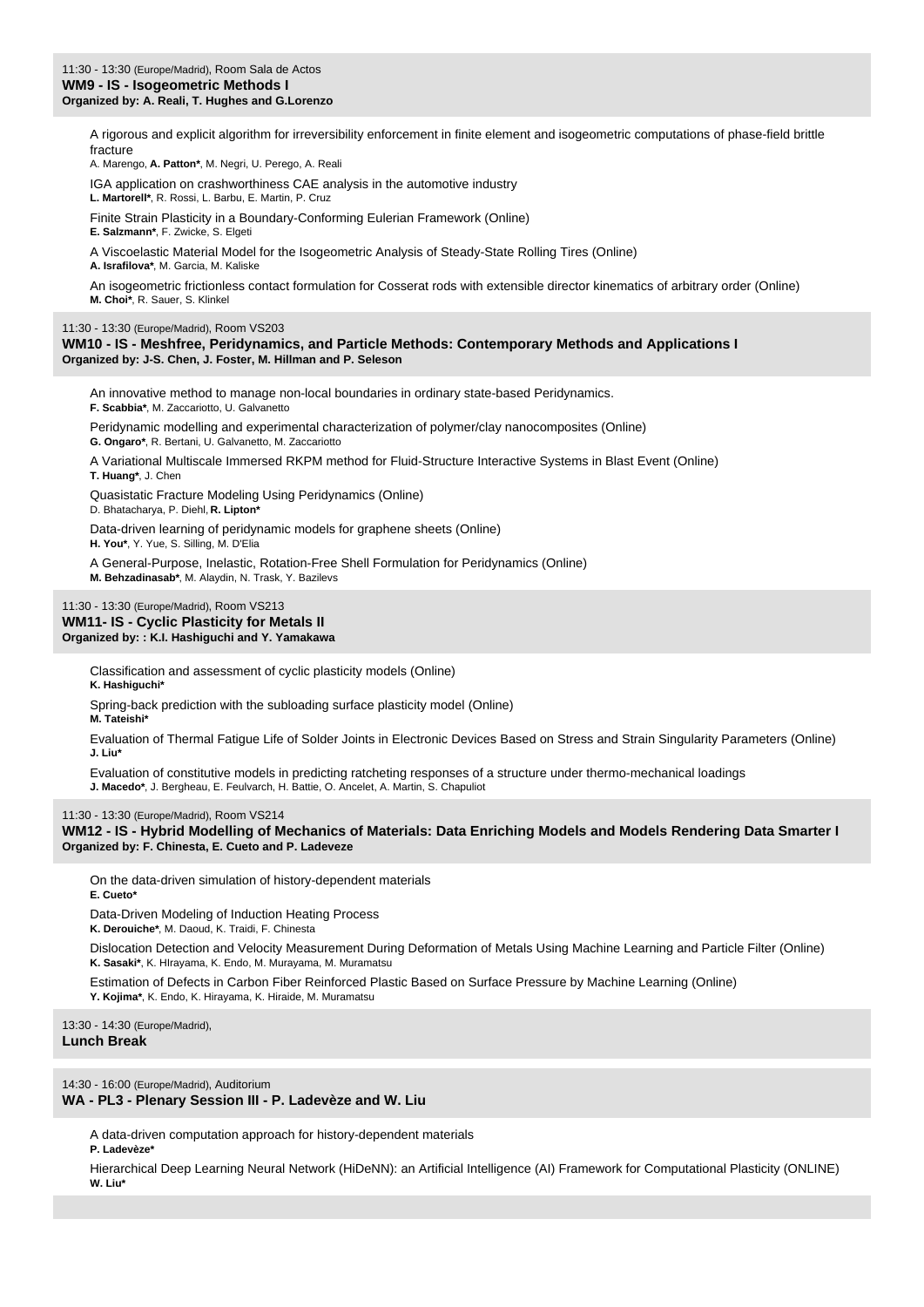11:30 - 13:30 (Europe/Madrid), Room Sala de Actos
**WM9 - IS - Isogeometric Methods I**
**Organized by: A. Reali, T. Hughes and G.Lorenzo**

A rigorous and explicit algorithm for irreversibility enforcement in finite element and isogeometric computations of phase-field brittle fracture
A. Marengo, **A. Patton***, M. Negri, U. Perego, A. Reali

IGA application on crashworthiness CAE analysis in the automotive industry
**L. Martorell***, R. Rossi, L. Barbu, E. Martin, P. Cruz

Finite Strain Plasticity in a Boundary-Conforming Eulerian Framework (Online)
**E. Salzmann***, F. Zwicke, S. Elgeti

A Viscoelastic Material Model for the Isogeometric Analysis of Steady-State Rolling Tires (Online)
**A. Israfilova***, M. Garcia, M. Kaliske

An isogeometric frictionless contact formulation for Cosserat rods with extensible director kinematics of arbitrary order (Online)
**M. Choi***, R. Sauer, S. Klinkel

11:30 - 13:30 (Europe/Madrid), Room VS203
**WM10 - IS - Meshfree, Peridynamics, and Particle Methods: Contemporary Methods and Applications I**
**Organized by: J-S. Chen, J. Foster, M. Hillman and P. Seleson**

An innovative method to manage non-local boundaries in ordinary state-based Peridynamics.
**F. Scabbia***, M. Zaccariotto, U. Galvanetto

Peridynamic modelling and experimental characterization of polymer/clay nanocomposites (Online)
**G. Ongaro***, R. Bertani, U. Galvanetto, M. Zaccariotto

A Variational Multiscale Immersed RKPM method for Fluid-Structure Interactive Systems in Blast Event (Online)
**T. Huang***, J. Chen

Quasistatic Fracture Modeling Using Peridynamics (Online)
D. Bhatacharya, P. Diehl, **R. Lipton***

Data-driven learning of peridynamic models for graphene sheets (Online)
**H. You***, Y. Yue, S. Silling, M. D'Elia

A General-Purpose, Inelastic, Rotation-Free Shell Formulation for Peridynamics (Online)
**M. Behzadinasab***, M. Alaydin, N. Trask, Y. Bazilevs

11:30 - 13:30 (Europe/Madrid), Room VS213
**WM11- IS - Cyclic Plasticity for Metals II**
**Organized by: : K.I. Hashiguchi and Y. Yamakawa**

Classification and assessment of cyclic plasticity models (Online)
**K. Hashiguchi***

Spring-back prediction with the subloading surface plasticity model (Online)
**M. Tateishi***

Evaluation of Thermal Fatigue Life of Solder Joints in Electronic Devices Based on Stress and Strain Singularity Parameters (Online)
**J. Liu***

Evaluation of constitutive models in predicting ratcheting responses of a structure under thermo-mechanical loadings
**J. Macedo***, J. Bergheau, E. Feulvarch, H. Battie, O. Ancelet, A. Martin, S. Chapuliot

11:30 - 13:30 (Europe/Madrid), Room VS214
**WM12 - IS - Hybrid Modelling of Mechanics of Materials: Data Enriching Models and Models Rendering Data Smarter I**
**Organized by: F. Chinesta, E. Cueto and P. Ladeveze**

On the data-driven simulation of history-dependent materials
**E. Cueto***

Data-Driven Modeling of Induction Heating Process
**K. Derouiche***, M. Daoud, K. Traidi, F. Chinesta

Dislocation Detection and Velocity Measurement During Deformation of Metals Using Machine Learning and Particle Filter (Online)
**K. Sasaki***, K. HIrayama, K. Endo, M. Murayama, M. Muramatsu

Estimation of Defects in Carbon Fiber Reinforced Plastic Based on Surface Pressure by Machine Learning (Online)
**Y. Kojima***, K. Endo, K. Hirayama, K. Hiraide, M. Muramatsu

13:30 - 14:30 (Europe/Madrid),
**Lunch Break**

14:30 - 16:00 (Europe/Madrid), Auditorium
**WA - PL3 - Plenary Session III - P. Ladevèze and W. Liu**

A data-driven computation approach for history-dependent materials
**P. Ladevèze***

Hierarchical Deep Learning Neural Network (HiDeNN): an Artificial Intelligence (AI) Framework for Computational Plasticity (ONLINE)
**W. Liu***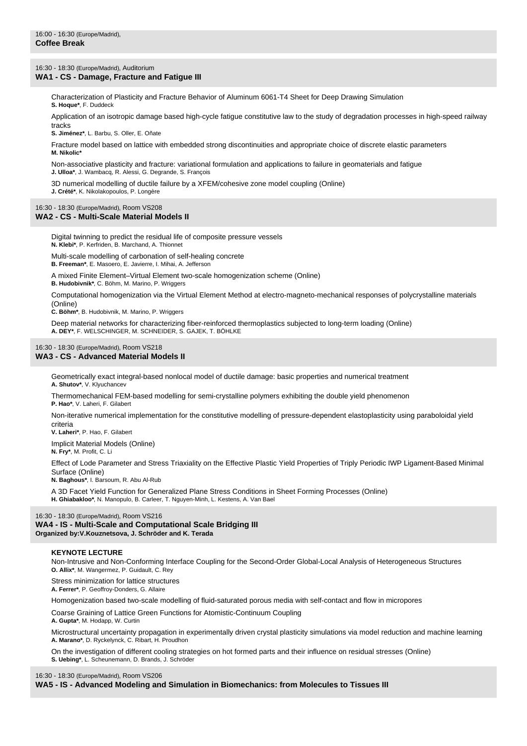16:00 - 16:30 (Europe/Madrid),
**Coffee Break**

16:30 - 18:30 (Europe/Madrid), Auditorium
## WA1 - CS - Damage, Fracture and Fatigue III

Characterization of Plasticity and Fracture Behavior of Aluminum 6061-T4 Sheet for Deep Drawing Simulation
**S. Hoque***, F. Duddeck

Application of an isotropic damage based high-cycle fatigue constitutive law to the study of degradation processes in high-speed railway tracks
**S. Jiménez***, L. Barbu, S. Oller, E. Oñate

Fracture model based on lattice with embedded strong discontinuities and appropriate choice of discrete elastic parameters
**M. Nikolic***

Non-associative plasticity and fracture: variational formulation and applications to failure in geomaterials and fatigue
**J. Ulloa***, J. Wambacq, R. Alessi, G. Degrande, S. François

3D numerical modelling of ductile failure by a XFEM/cohesive zone model coupling (Online)
**J. Crété***, K. Nikolakopoulos, P. Longère

16:30 - 18:30 (Europe/Madrid), Room VS208
## WA2 - CS - Multi-Scale Material Models II

Digital twinning to predict the residual life of composite pressure vessels
**N. Klebi***, P. Kerfriden, B. Marchand, A. Thionnet

Multi-scale modelling of carbonation of self-healing concrete
**B. Freeman***, E. Masoero, E. Javierre, I. Mihai, A. Jefferson

A mixed Finite Element–Virtual Element two-scale homogenization scheme (Online)
**B. Hudobivnik***, C. Böhm, M. Marino, P. Wriggers

Computational homogenization via the Virtual Element Method at electro-magneto-mechanical responses of polycrystalline materials (Online)
**C. Böhm***, B. Hudobivnik, M. Marino, P. Wriggers

Deep material networks for characterizing fiber-reinforced thermoplastics subjected to long-term loading (Online)
**A. DEY***, F. WELSCHINGER, M. SCHNEIDER, S. GAJEK, T. BÖHLKE

16:30 - 18:30 (Europe/Madrid), Room VS218
## WA3 - CS - Advanced Material Models II

Geometrically exact integral-based nonlocal model of ductile damage: basic properties and numerical treatment
**A. Shutov***, V. Klyuchancev

Thermomechanical FEM-based modelling for semi-crystalline polymers exhibiting the double yield phenomenon
**P. Hao***, V. Laheri, F. Gilabert

Non-iterative numerical implementation for the constitutive modelling of pressure-dependent elastoplasticity using paraboloidal yield criteria
**V. Laheri***, P. Hao, F. Gilabert

Implicit Material Models (Online)
**N. Fry***, M. Profit, C. Li

Effect of Lode Parameter and Stress Triaxiality on the Effective Plastic Yield Properties of Triply Periodic IWP Ligament-Based Minimal Surface (Online)
**N. Baghous***, I. Barsoum, R. Abu Al-Rub

A 3D Facet Yield Function for Generalized Plane Stress Conditions in Sheet Forming Processes (Online)
**H. Ghiabakloo***, N. Manopulo, B. Carleer, T. Nguyen-Minh, L. Kestens, A. Van Bael

16:30 - 18:30 (Europe/Madrid), Room VS216
## WA4 - IS - Multi-Scale and Computational Scale Bridging III
**Organized by:V.Kouznetsova, J. Schröder and K. Terada**

**KEYNOTE LECTURE**
Non-Intrusive and Non-Conforming Interface Coupling for the Second-Order Global-Local Analysis of Heterogeneous Structures
**O. Allix***, M. Wangermez, P. Guidault, C. Rey

Stress minimization for lattice structures
**A. Ferrer***, P. Geoffroy-Donders, G. Allaire

Homogenization based two-scale modelling of fluid-saturated porous media with self-contact and flow in micropores

Coarse Graining of Lattice Green Functions for Atomistic-Continuum Coupling
**A. Gupta***, M. Hodapp, W. Curtin

Microstructural uncertainty propagation in experimentally driven crystal plasticity simulations via model reduction and machine learning
**A. Marano***, D. Ryckelynck, C. Ribart, H. Proudhon

On the investigation of different cooling strategies on hot formed parts and their influence on residual stresses (Online)
**S. Uebing***, L. Scheunemann, D. Brands, J. Schröder

16:30 - 18:30 (Europe/Madrid), Room VS206
## WA5 - IS - Advanced Modeling and Simulation in Biomechanics: from Molecules to Tissues III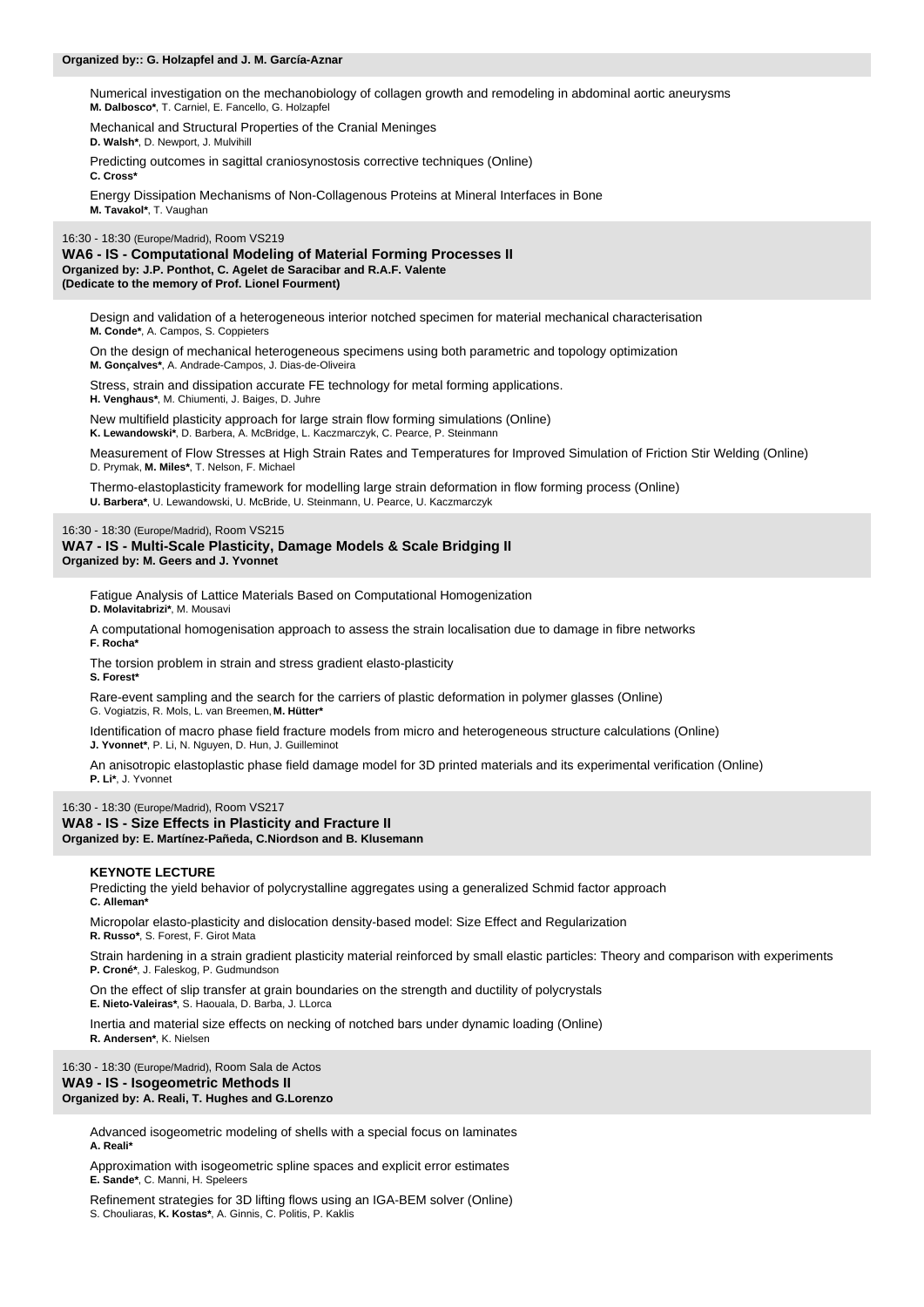**Organized by:: G. Holzapfel and J. M. García-Aznar**

Numerical investigation on the mechanobiology of collagen growth and remodeling in abdominal aortic aneurysms
**M. Dalbosco***, T. Carniel, E. Fancello, G. Holzapfel

Mechanical and Structural Properties of the Cranial Meninges
**D. Walsh***, D. Newport, J. Mulvihill

Predicting outcomes in sagittal craniosynostosis corrective techniques (Online)
**C. Cross***

Energy Dissipation Mechanisms of Non-Collagenous Proteins at Mineral Interfaces in Bone
**M. Tavakol***, T. Vaughan

16:30 - 18:30 (Europe/Madrid), Room VS219

## WA6 - IS - Computational Modeling of Material Forming Processes II

**Organized by: J.P. Ponthot, C. Agelet de Saracibar and R.A.F. Valente**
**(Dedicate to the memory of Prof. Lionel Fourment)**

Design and validation of a heterogeneous interior notched specimen for material mechanical characterisation
**M. Conde***, A. Campos, S. Coppieters

On the design of mechanical heterogeneous specimens using both parametric and topology optimization
**M. Gonçalves***, A. Andrade-Campos, J. Dias-de-Oliveira

Stress, strain and dissipation accurate FE technology for metal forming applications.
**H. Venghaus***, M. Chiumenti, J. Baiges, D. Juhre

New multifield plasticity approach for large strain flow forming simulations (Online)
**K. Lewandowski***, D. Barbera, A. McBridge, L. Kaczmarczyk, C. Pearce, P. Steinmann

Measurement of Flow Stresses at High Strain Rates and Temperatures for Improved Simulation of Friction Stir Welding (Online)
D. Prymak, **M. Miles***, T. Nelson, F. Michael

Thermo-elastoplasticity framework for modelling large strain deformation in flow forming process (Online)
**U. Barbera***, U. Lewandowski, U. McBride, U. Steinmann, U. Pearce, U. Kaczmarczyk

16:30 - 18:30 (Europe/Madrid), Room VS215

## WA7 - IS - Multi-Scale Plasticity, Damage Models & Scale Bridging II

**Organized by: M. Geers and J. Yvonnet**

Fatigue Analysis of Lattice Materials Based on Computational Homogenization
**D. Molavitabrizi***, M. Mousavi

A computational homogenisation approach to assess the strain localisation due to damage in fibre networks
**F. Rocha***

The torsion problem in strain and stress gradient elasto-plasticity
**S. Forest***

Rare-event sampling and the search for the carriers of plastic deformation in polymer glasses (Online)
G. Vogiatzis, R. Mols, L. van Breemen, **M. Hütter***

Identification of macro phase field fracture models from micro and heterogeneous structure calculations (Online)
**J. Yvonnet***, P. Li, N. Nguyen, D. Hun, J. Guilleminot

An anisotropic elastoplastic phase field damage model for 3D printed materials and its experimental verification (Online)
**P. Li***, J. Yvonnet

16:30 - 18:30 (Europe/Madrid), Room VS217

## WA8 - IS - Size Effects in Plasticity and Fracture II

**Organized by: E. Martínez-Pañeda, C.Niordson and B. Klusemann**

**KEYNOTE LECTURE**
Predicting the yield behavior of polycrystalline aggregates using a generalized Schmid factor approach
**C. Alleman***

Micropolar elasto-plasticity and dislocation density-based model: Size Effect and Regularization
**R. Russo***, S. Forest, F. Girot Mata

Strain hardening in a strain gradient plasticity material reinforced by small elastic particles: Theory and comparison with experiments
**P. Croné***, J. Faleskog, P. Gudmundson

On the effect of slip transfer at grain boundaries on the strength and ductility of polycrystals
**E. Nieto-Valeiras***, S. Haouala, D. Barba, J. LLorca

Inertia and material size effects on necking of notched bars under dynamic loading (Online)
**R. Andersen***, K. Nielsen

16:30 - 18:30 (Europe/Madrid), Room Sala de Actos

## WA9 - IS - Isogeometric Methods II

**Organized by: A. Reali, T. Hughes and G.Lorenzo**

Advanced isogeometric modeling of shells with a special focus on laminates
**A. Reali***

Approximation with isogeometric spline spaces and explicit error estimates
**E. Sande***, C. Manni, H. Speleers

Refinement strategies for 3D lifting flows using an IGA-BEM solver (Online)
S. Chouliaras, **K. Kostas***, A. Ginnis, C. Politis, P. Kaklis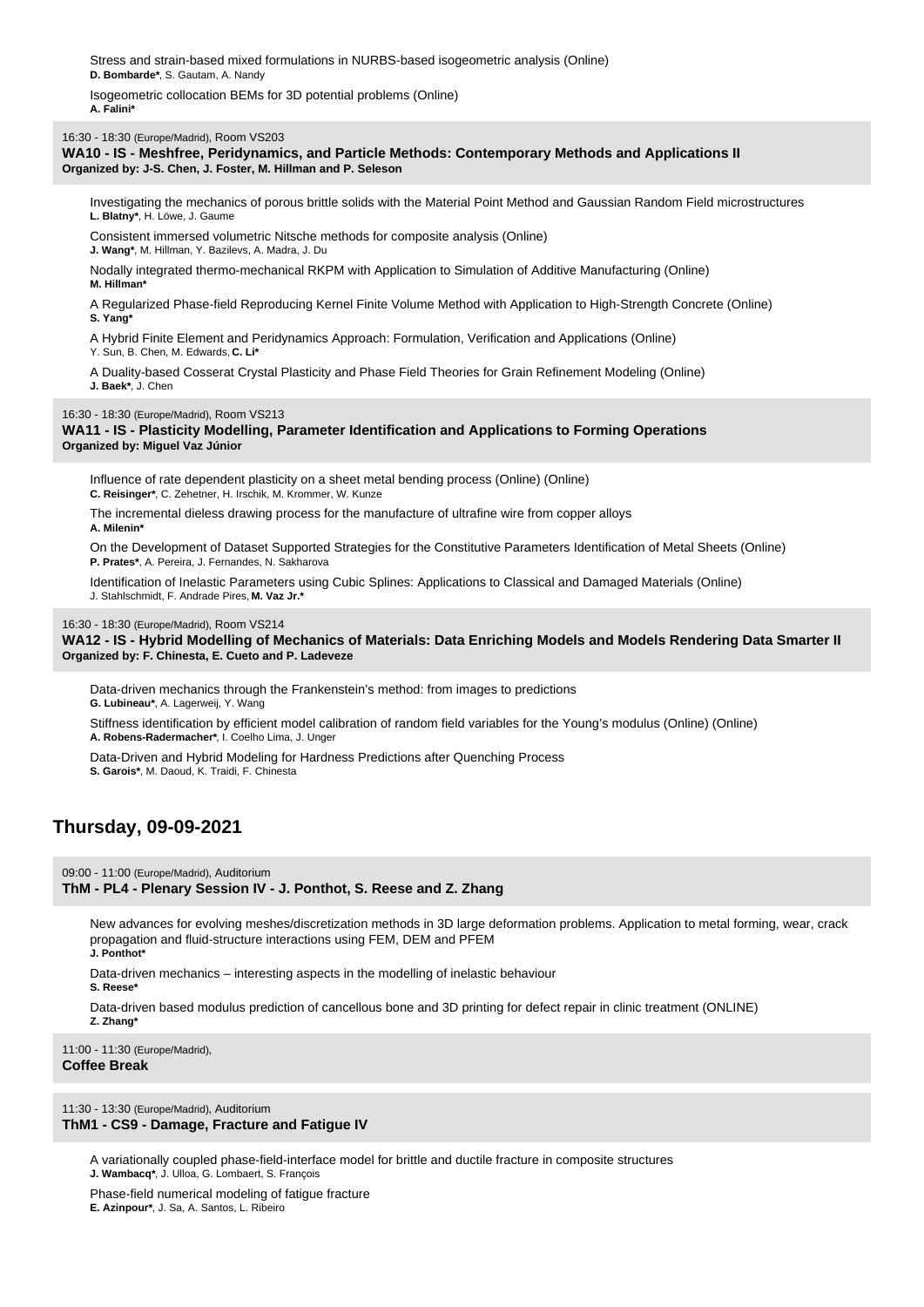Stress and strain-based mixed formulations in NURBS-based isogeometric analysis (Online)
**D. Bombarde***, S. Gautam, A. Nandy

Isogeometric collocation BEMs for 3D potential problems (Online)
**A. Falini***

16:30 - 18:30 (Europe/Madrid), Room VS203
**WA10 - IS - Meshfree, Peridynamics, and Particle Methods: Contemporary Methods and Applications II**
**Organized by: J-S. Chen, J. Foster, M. Hillman and P. Seleson**

Investigating the mechanics of porous brittle solids with the Material Point Method and Gaussian Random Field microstructures
**L. Blatny***, H. Löwe, J. Gaume

Consistent immersed volumetric Nitsche methods for composite analysis (Online)
**J. Wang***, M. Hillman, Y. Bazilevs, A. Madra, J. Du

Nodally integrated thermo-mechanical RKPM with Application to Simulation of Additive Manufacturing (Online)
**M. Hillman***

A Regularized Phase-field Reproducing Kernel Finite Volume Method with Application to High-Strength Concrete (Online)
**S. Yang***

A Hybrid Finite Element and Peridynamics Approach: Formulation, Verification and Applications (Online)
Y. Sun, B. Chen, M. Edwards, **C. Li***

A Duality-based Cosserat Crystal Plasticity and Phase Field Theories for Grain Refinement Modeling (Online)
**J. Baek***, J. Chen

16:30 - 18:30 (Europe/Madrid), Room VS213
**WA11 - IS - Plasticity Modelling, Parameter Identification and Applications to Forming Operations**
**Organized by: Miguel Vaz Júnior**

Influence of rate dependent plasticity on a sheet metal bending process (Online) (Online)
**C. Reisinger***, C. Zehetner, H. Irschik, M. Krommer, W. Kunze

The incremental dieless drawing process for the manufacture of ultrafine wire from copper alloys
**A. Milenin***

On the Development of Dataset Supported Strategies for the Constitutive Parameters Identification of Metal Sheets (Online)
**P. Prates***, A. Pereira, J. Fernandes, N. Sakharova

Identification of Inelastic Parameters using Cubic Splines: Applications to Classical and Damaged Materials (Online)
J. Stahlschmidt, F. Andrade Pires, **M. Vaz Jr.***

16:30 - 18:30 (Europe/Madrid), Room VS214
**WA12 - IS - Hybrid Modelling of Mechanics of Materials: Data Enriching Models and Models Rendering Data Smarter II**
**Organized by: F. Chinesta, E. Cueto and P. Ladeveze**

Data-driven mechanics through the Frankenstein's method: from images to predictions
**G. Lubineau***, A. Lagerweij, Y. Wang

Stiffness identification by efficient model calibration of random field variables for the Young's modulus (Online) (Online)
**A. Robens-Radermacher***, I. Coelho Lima, J. Unger

Data-Driven and Hybrid Modeling for Hardness Predictions after Quenching Process
**S. Garois***, M. Daoud, K. Traidi, F. Chinesta

## Thursday, 09-09-2021

09:00 - 11:00 (Europe/Madrid), Auditorium
**ThM - PL4 - Plenary Session IV - J. Ponthot, S. Reese and Z. Zhang**

New advances for evolving meshes/discretization methods in 3D large deformation problems. Application to metal forming, wear, crack propagation and fluid-structure interactions using FEM, DEM and PFEM
**J. Ponthot***

Data-driven mechanics – interesting aspects in the modelling of inelastic behaviour
**S. Reese***

Data-driven based modulus prediction of cancellous bone and 3D printing for defect repair in clinic treatment (ONLINE)
**Z. Zhang***

11:00 - 11:30 (Europe/Madrid),
**Coffee Break**

11:30 - 13:30 (Europe/Madrid), Auditorium
**ThM1 - CS9 - Damage, Fracture and Fatigue IV**

A variationally coupled phase-field-interface model for brittle and ductile fracture in composite structures
**J. Wambacq***, J. Ulloa, G. Lombaert, S. François

Phase-field numerical modeling of fatigue fracture
**E. Azinpour***, J. Sa, A. Santos, L. Ribeiro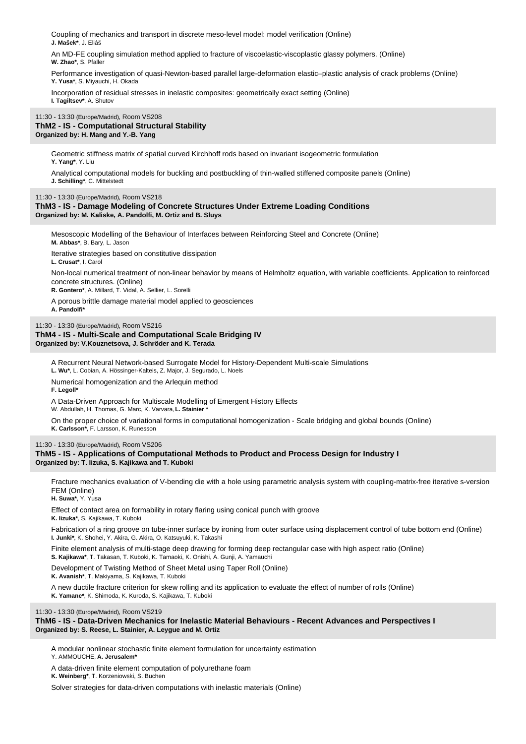Coupling of mechanics and transport in discrete meso-level model: model verification (Online)
**J. Mašek***, J. Eliáš

An MD-FE coupling simulation method applied to fracture of viscoelastic-viscoplastic glassy polymers. (Online)
**W. Zhao***, S. Pfaller

Performance investigation of quasi-Newton-based parallel large-deformation elastic–plastic analysis of crack problems (Online)
**Y. Yusa***, S. Miyauchi, H. Okada

Incorporation of residual stresses in inelastic composites: geometrically exact setting (Online)
**I. Tagiltsev***, A. Shutov

11:30 - 13:30 (Europe/Madrid), Room VS208
**ThM2 - IS - Computational Structural Stability**
**Organized by: H. Mang and Y.-B. Yang**

Geometric stiffness matrix of spatial curved Kirchhoff rods based on invariant isogeometric formulation
**Y. Yang***, Y. Liu

Analytical computational models for buckling and postbuckling of thin-walled stiffened composite panels (Online)
**J. Schilling***, C. Mittelstedt

11:30 - 13:30 (Europe/Madrid), Room VS218
**ThM3 - IS - Damage Modeling of Concrete Structures Under Extreme Loading Conditions**
**Organized by: M. Kaliske, A. Pandolfi, M. Ortiz and B. Sluys**

Mesoscopic Modelling of the Behaviour of Interfaces between Reinforcing Steel and Concrete (Online)
**M. Abbas***, B. Bary, L. Jason

Iterative strategies based on constitutive dissipation
**L. Crusat***, I. Carol

Non-local numerical treatment of non-linear behavior by means of Helmholtz equation, with variable coefficients. Application to reinforced concrete structures. (Online)
**R. Gontero***, A. Millard, T. Vidal, A. Sellier, L. Sorelli

A porous brittle damage material model applied to geosciences
**A. Pandolfi***

11:30 - 13:30 (Europe/Madrid), Room VS216
**ThM4 - IS - Multi-Scale and Computational Scale Bridging IV**
**Organized by: V.Kouznetsova, J. Schröder and K. Terada**

A Recurrent Neural Network-based Surrogate Model for History-Dependent Multi-scale Simulations
**L. Wu***, L. Cobian, A. Hössinger-Kalteis, Z. Major, J. Segurado, L. Noels

Numerical homogenization and the Arlequin method
**F. Legoll***

A Data-Driven Approach for Multiscale Modelling of Emergent History Effects
W. Abdullah, H. Thomas, G. Marc, K. Varvara, **L. Stainier ***

On the proper choice of variational forms in computational homogenization - Scale bridging and global bounds (Online)
**K. Carlsson***, F. Larsson, K. Runesson

11:30 - 13:30 (Europe/Madrid), Room VS206
**ThM5 - IS - Applications of Computational Methods to Product and Process Design for Industry I**
**Organized by: T. Iizuka, S. Kajikawa and T. Kuboki**

Fracture mechanics evaluation of V-bending die with a hole using parametric analysis system with coupling-matrix-free iterative s-version FEM (Online)
**H. Suwa***, Y. Yusa

Effect of contact area on formability in rotary flaring using conical punch with groove
**K. Iizuka***, S. Kajikawa, T. Kuboki

Fabrication of a ring groove on tube-inner surface by ironing from outer surface using displacement control of tube bottom end (Online)
**I. Junki***, K. Shohei, Y. Akira, G. Akira, O. Katsuyuki, K. Takashi

Finite element analysis of multi-stage deep drawing for forming deep rectangular case with high aspect ratio (Online)
**S. Kajikawa***, T. Takasan, T. Kuboki, K. Tamaoki, K. Onishi, A. Gunji, A. Yamauchi

Development of Twisting Method of Sheet Metal using Taper Roll (Online)
**K. Avanish***, T. Makiyama, S. Kajikawa, T. Kuboki

A new ductile fracture criterion for skew rolling and its application to evaluate the effect of number of rolls (Online)
**K. Yamane***, K. Shimoda, K. Kuroda, S. Kajikawa, T. Kuboki

11:30 - 13:30 (Europe/Madrid), Room VS219
**ThM6 - IS - Data-Driven Mechanics for Inelastic Material Behaviours - Recent Advances and Perspectives I**
**Organized by: S. Reese, L. Stainier, A. Leygue and M. Ortiz**

A modular nonlinear stochastic finite element formulation for uncertainty estimation
Y. AMMOUCHE, **A. Jerusalem***

A data-driven finite element computation of polyurethane foam
**K. Weinberg***, T. Korzeniowski, S. Buchen

Solver strategies for data-driven computations with inelastic materials (Online)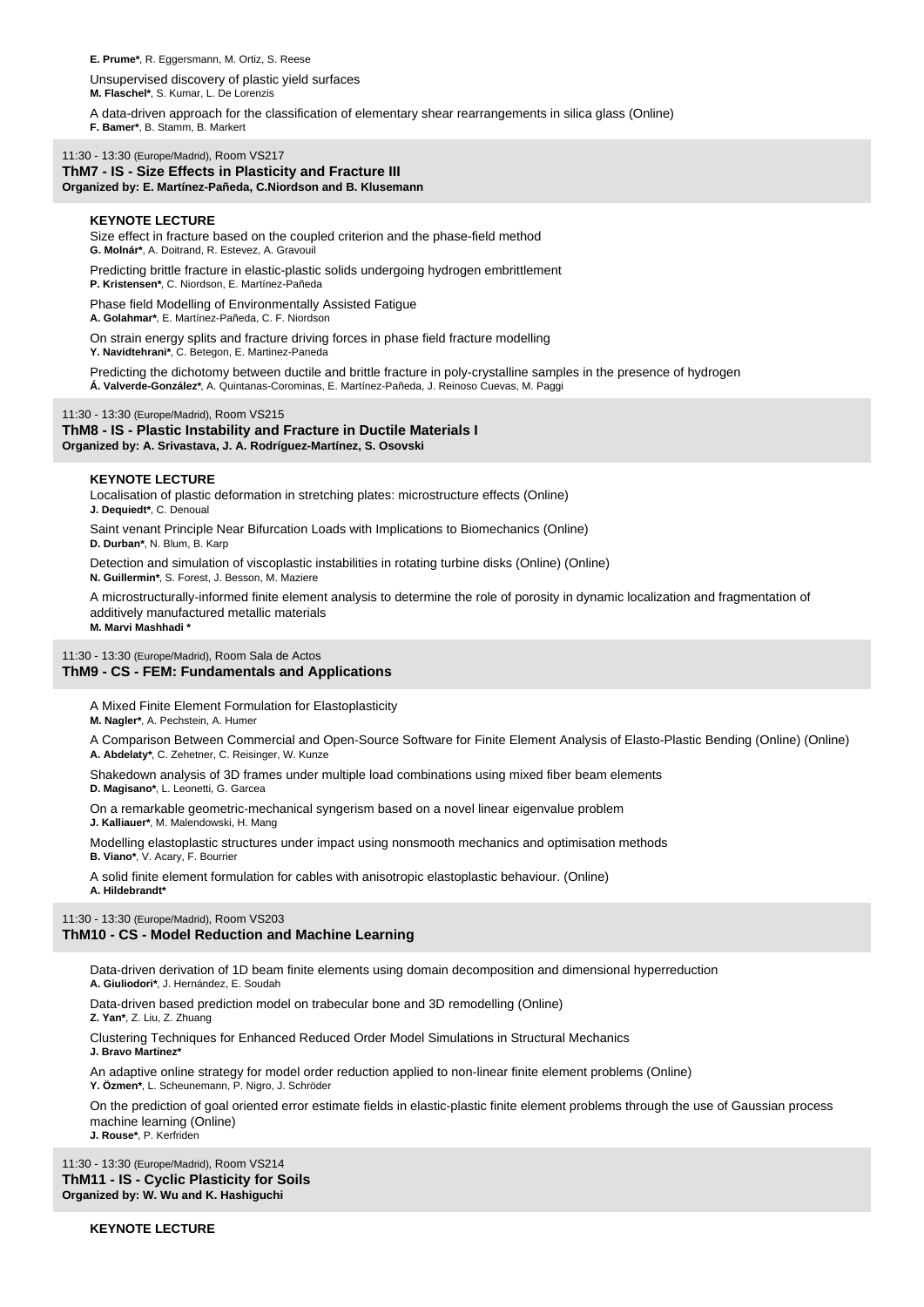**E. Prume***, R. Eggersmann, M. Ortiz, S. Reese

Unsupervised discovery of plastic yield surfaces
**M. Flaschel***, S. Kumar, L. De Lorenzis

A data-driven approach for the classification of elementary shear rearrangements in silica glass (Online)
**F. Bamer***, B. Stamm, B. Markert

11:30 - 13:30 (Europe/Madrid), Room VS217
**ThM7 - IS - Size Effects in Plasticity and Fracture III**
**Organized by: E. Martínez-Pañeda, C.Niordson and B. Klusemann**

**KEYNOTE LECTURE**
Size effect in fracture based on the coupled criterion and the phase-field method
**G. Molnár***, A. Doitrand, R. Estevez, A. Gravouil

Predicting brittle fracture in elastic-plastic solids undergoing hydrogen embrittlement
**P. Kristensen***, C. Niordson, E. Martínez-Pañeda

Phase field Modelling of Environmentally Assisted Fatigue
**A. Golahmar***, E. Martínez-Pañeda, C. F. Niordson

On strain energy splits and fracture driving forces in phase field fracture modelling
**Y. Navidtehrani***, C. Betegon, E. Martinez-Paneda

Predicting the dichotomy between ductile and brittle fracture in poly-crystalline samples in the presence of hydrogen
**Á. Valverde-González***, A. Quintanas-Corominas, E. Martínez-Pañeda, J. Reinoso Cuevas, M. Paggi

11:30 - 13:30 (Europe/Madrid), Room VS215
**ThM8 - IS - Plastic Instability and Fracture in Ductile Materials I**
**Organized by: A. Srivastava, J. A. Rodríguez-Martínez, S. Osovski**

**KEYNOTE LECTURE**
Localisation of plastic deformation in stretching plates: microstructure effects (Online)
**J. Dequiedt***, C. Denoual

Saint venant Principle Near Bifurcation Loads with Implications to Biomechanics (Online)
**D. Durban***, N. Blum, B. Karp

Detection and simulation of viscoplastic instabilities in rotating turbine disks (Online) (Online)
**N. Guillermin***, S. Forest, J. Besson, M. Maziere

A microstructurally-informed finite element analysis to determine the role of porosity in dynamic localization and fragmentation of additively manufactured metallic materials
**M. Marvi Mashhadi ***

11:30 - 13:30 (Europe/Madrid), Room Sala de Actos
**ThM9 - CS - FEM: Fundamentals and Applications**

A Mixed Finite Element Formulation for Elastoplasticity
**M. Nagler***, A. Pechstein, A. Humer

A Comparison Between Commercial and Open-Source Software for Finite Element Analysis of Elasto-Plastic Bending (Online) (Online)
**A. Abdelaty***, C. Zehetner, C. Reisinger, W. Kunze

Shakedown analysis of 3D frames under multiple load combinations using mixed fiber beam elements
**D. Magisano***, L. Leonetti, G. Garcea

On a remarkable geometric-mechanical syngerism based on a novel linear eigenvalue problem
**J. Kalliauer***, M. Malendowski, H. Mang

Modelling elastoplastic structures under impact using nonsmooth mechanics and optimisation methods
**B. Viano***, V. Acary, F. Bourrier

A solid finite element formulation for cables with anisotropic elastoplastic behaviour. (Online)
**A. Hildebrandt***

11:30 - 13:30 (Europe/Madrid), Room VS203
**ThM10 - CS - Model Reduction and Machine Learning**

Data-driven derivation of 1D beam finite elements using domain decomposition and dimensional hyperreduction
**A. Giuliodori***, J. Hernández, E. Soudah

Data-driven based prediction model on trabecular bone and 3D remodelling (Online)
**Z. Yan***, Z. Liu, Z. Zhuang

Clustering Techniques for Enhanced Reduced Order Model Simulations in Structural Mechanics
**J. Bravo Martinez***

An adaptive online strategy for model order reduction applied to non-linear finite element problems (Online)
**Y. Özmen***, L. Scheunemann, P. Nigro, J. Schröder

On the prediction of goal oriented error estimate fields in elastic-plastic finite element problems through the use of Gaussian process machine learning (Online)
**J. Rouse***, P. Kerfriden

11:30 - 13:30 (Europe/Madrid), Room VS214
**ThM11 - IS - Cyclic Plasticity for Soils**
**Organized by: W. Wu and K. Hashiguchi**

**KEYNOTE LECTURE**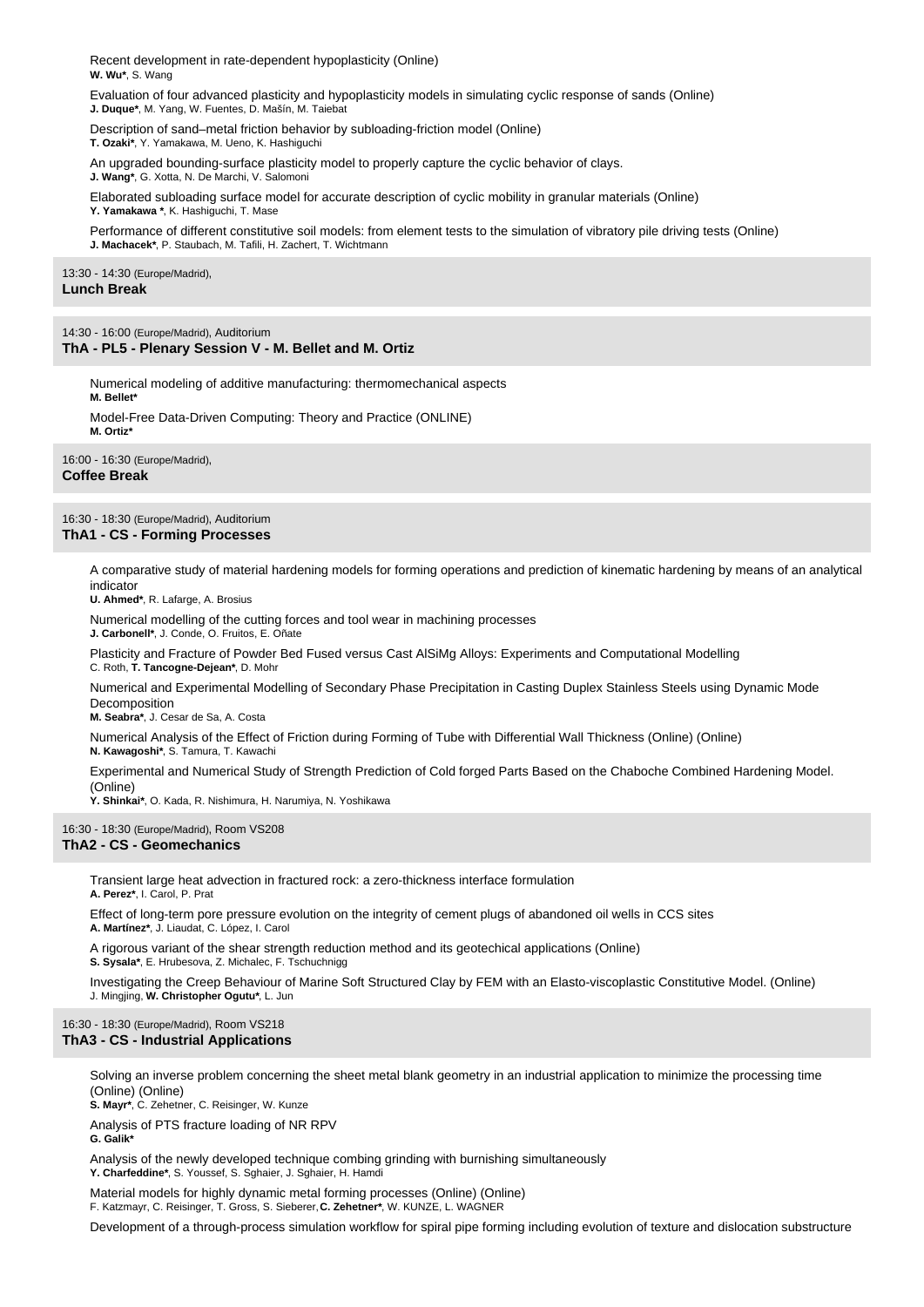Recent development in rate-dependent hypoplasticity (Online)
**W. Wu***, S. Wang

Evaluation of four advanced plasticity and hypoplasticity models in simulating cyclic response of sands (Online)
**J. Duque***, M. Yang, W. Fuentes, D. Mašín, M. Taiebat

Description of sand–metal friction behavior by subloading-friction model (Online)
**T. Ozaki***, Y. Yamakawa, M. Ueno, K. Hashiguchi

An upgraded bounding-surface plasticity model to properly capture the cyclic behavior of clays.
**J. Wang***, G. Xotta, N. De Marchi, V. Salomoni

Elaborated subloading surface model for accurate description of cyclic mobility in granular materials (Online)
**Y. Yamakawa ***, K. Hashiguchi, T. Mase

Performance of different constitutive soil models: from element tests to the simulation of vibratory pile driving tests (Online)
**J. Machacek***, P. Staubach, M. Tafili, H. Zachert, T. Wichtmann

13:30 - 14:30 (Europe/Madrid),
**Lunch Break**

14:30 - 16:00 (Europe/Madrid), Auditorium
**ThA - PL5 - Plenary Session V - M. Bellet and M. Ortiz**

Numerical modeling of additive manufacturing: thermomechanical aspects
**M. Bellet***

Model-Free Data-Driven Computing: Theory and Practice (ONLINE)
**M. Ortiz***

16:00 - 16:30 (Europe/Madrid),
**Coffee Break**

16:30 - 18:30 (Europe/Madrid), Auditorium
**ThA1 - CS - Forming Processes**

A comparative study of material hardening models for forming operations and prediction of kinematic hardening by means of an analytical indicator
**U. Ahmed***, R. Lafarge, A. Brosius

Numerical modelling of the cutting forces and tool wear in machining processes
**J. Carbonell***, J. Conde, O. Fruitos, E. Oñate

Plasticity and Fracture of Powder Bed Fused versus Cast AlSiMg Alloys: Experiments and Computational Modelling
C. Roth, **T. Tancogne-Dejean***, D. Mohr

Numerical and Experimental Modelling of Secondary Phase Precipitation in Casting Duplex Stainless Steels using Dynamic Mode Decomposition
**M. Seabra***, J. Cesar de Sa, A. Costa

Numerical Analysis of the Effect of Friction during Forming of Tube with Differential Wall Thickness (Online) (Online)
**N. Kawagoshi***, S. Tamura, T. Kawachi

Experimental and Numerical Study of Strength Prediction of Cold forged Parts Based on the Chaboche Combined Hardening Model. (Online)
**Y. Shinkai***, O. Kada, R. Nishimura, H. Narumiya, N. Yoshikawa

16:30 - 18:30 (Europe/Madrid), Room VS208
**ThA2 - CS - Geomechanics**

Transient large heat advection in fractured rock: a zero-thickness interface formulation
**A. Perez***, I. Carol, P. Prat

Effect of long-term pore pressure evolution on the integrity of cement plugs of abandoned oil wells in CCS sites
**A. Martínez***, J. Liaudat, C. López, I. Carol

A rigorous variant of the shear strength reduction method and its geotechical applications (Online)
**S. Sysala***, E. Hrubesova, Z. Michalec, F. Tschuchnigg

Investigating the Creep Behaviour of Marine Soft Structured Clay by FEM with an Elasto-viscoplastic Constitutive Model. (Online)
J. Mingjing, **W. Christopher Ogutu***, L. Jun

16:30 - 18:30 (Europe/Madrid), Room VS218
**ThA3 - CS - Industrial Applications**

Solving an inverse problem concerning the sheet metal blank geometry in an industrial application to minimize the processing time (Online) (Online)
**S. Mayr***, C. Zehetner, C. Reisinger, W. Kunze

Analysis of PTS fracture loading of NR RPV
**G. Galik***

Analysis of the newly developed technique combing grinding with burnishing simultaneously
**Y. Charfeddine***, S. Youssef, S. Sghaier, J. Sghaier, H. Hamdi

Material models for highly dynamic metal forming processes (Online) (Online)
F. Katzmayr, C. Reisinger, T. Gross, S. Sieberer, **C. Zehetner***, W. KUNZE, L. WAGNER

Development of a through-process simulation workflow for spiral pipe forming including evolution of texture and dislocation substructure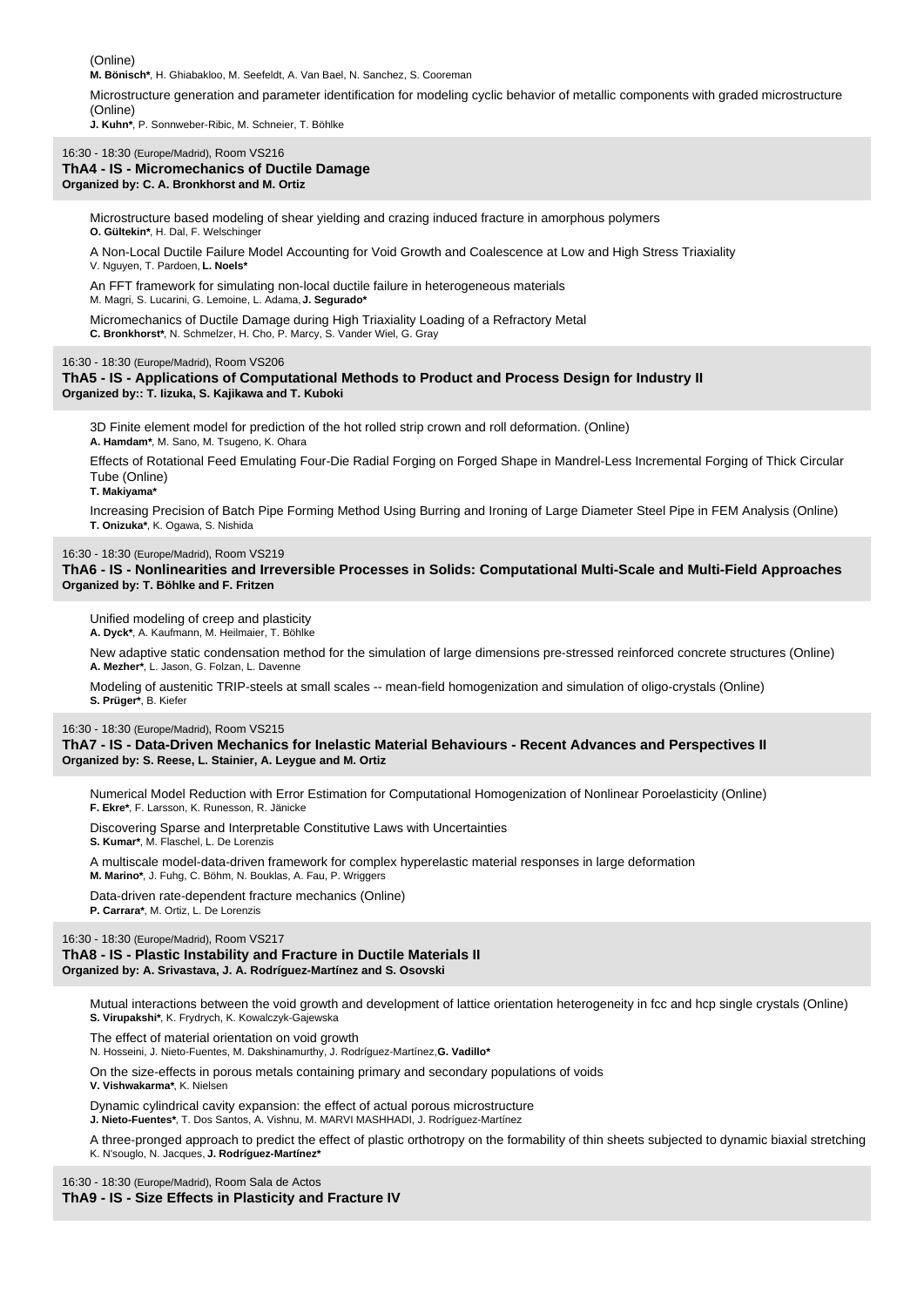(Online)
**M. Bönisch***, H. Ghiabakloo, M. Seefeldt, A. Van Bael, N. Sanchez, S. Cooreman

Microstructure generation and parameter identification for modeling cyclic behavior of metallic components with graded microstructure (Online)
**J. Kuhn***, P. Sonnweber-Ribic, M. Schneier, T. Böhlke

16:30 - 18:30 (Europe/Madrid), Room VS216
### ThA4 - IS - Micromechanics of Ductile Damage
**Organized by: C. A. Bronkhorst and M. Ortiz**

Microstructure based modeling of shear yielding and crazing induced fracture in amorphous polymers
**O. Gültekin***, H. Dal, F. Welschinger

A Non-Local Ductile Failure Model Accounting for Void Growth and Coalescence at Low and High Stress Triaxiality
V. Nguyen, T. Pardoen, **L. Noels***

An FFT framework for simulating non-local ductile failure in heterogeneous materials
M. Magri, S. Lucarini, G. Lemoine, L. Adama, **J. Segurado***

Micromechanics of Ductile Damage during High Triaxiality Loading of a Refractory Metal
**C. Bronkhorst***, N. Schmelzer, H. Cho, P. Marcy, S. Vander Wiel, G. Gray

16:30 - 18:30 (Europe/Madrid), Room VS206
### ThA5 - IS - Applications of Computational Methods to Product and Process Design for Industry II
**Organized by:: T. Iizuka, S. Kajikawa and T. Kuboki**

3D Finite element model for prediction of the hot rolled strip crown and roll deformation. (Online)
**A. Hamdam***, M. Sano, M. Tsugeno, K. Ohara

Effects of Rotational Feed Emulating Four-Die Radial Forging on Forged Shape in Mandrel-Less Incremental Forging of Thick Circular Tube (Online)
**T. Makiyama***

Increasing Precision of Batch Pipe Forming Method Using Burring and Ironing of Large Diameter Steel Pipe in FEM Analysis (Online)
**T. Onizuka***, K. Ogawa, S. Nishida

16:30 - 18:30 (Europe/Madrid), Room VS219
### ThA6 - IS - Nonlinearities and Irreversible Processes in Solids: Computational Multi-Scale and Multi-Field Approaches
**Organized by: T. Böhlke and F. Fritzen**

Unified modeling of creep and plasticity
**A. Dyck***, A. Kaufmann, M. Heilmaier, T. Böhlke

New adaptive static condensation method for the simulation of large dimensions pre-stressed reinforced concrete structures (Online)
**A. Mezher***, L. Jason, G. Folzan, L. Davenne

Modeling of austenitic TRIP-steels at small scales -- mean-field homogenization and simulation of oligo-crystals (Online)
**S. Prüger***, B. Kiefer

16:30 - 18:30 (Europe/Madrid), Room VS215
### ThA7 - IS - Data-Driven Mechanics for Inelastic Material Behaviours - Recent Advances and Perspectives II
**Organized by: S. Reese, L. Stainier, A. Leygue and M. Ortiz**

Numerical Model Reduction with Error Estimation for Computational Homogenization of Nonlinear Poroelasticity (Online)
**F. Ekre***, F. Larsson, K. Runesson, R. Jänicke

Discovering Sparse and Interpretable Constitutive Laws with Uncertainties
**S. Kumar***, M. Flaschel, L. De Lorenzis

A multiscale model-data-driven framework for complex hyperelastic material responses in large deformation
**M. Marino***, J. Fuhg, C. Böhm, N. Bouklas, A. Fau, P. Wriggers

Data-driven rate-dependent fracture mechanics (Online)
**P. Carrara***, M. Ortiz, L. De Lorenzis

16:30 - 18:30 (Europe/Madrid), Room VS217
### ThA8 - IS - Plastic Instability and Fracture in Ductile Materials II
**Organized by: A. Srivastava, J. A. Rodríguez-Martínez and S. Osovski**

Mutual interactions between the void growth and development of lattice orientation heterogeneity in fcc and hcp single crystals (Online)
**S. Virupakshi***, K. Frydrych, K. Kowalczyk-Gajewska

The effect of material orientation on void growth
N. Hosseini, J. Nieto-Fuentes, M. Dakshinamurthy, J. Rodríguez-Martínez, **G. Vadillo***

On the size-effects in porous metals containing primary and secondary populations of voids
**V. Vishwakarma***, K. Nielsen

Dynamic cylindrical cavity expansion: the effect of actual porous microstructure
**J. Nieto-Fuentes***, T. Dos Santos, A. Vishnu, M. MARVI MASHHADI, J. Rodríguez-Martínez

A three-pronged approach to predict the effect of plastic orthotropy on the formability of thin sheets subjected to dynamic biaxial stretching
K. N'souglo, N. Jacques, **J. Rodríguez-Martínez***

16:30 - 18:30 (Europe/Madrid), Room Sala de Actos
### ThA9 - IS - Size Effects in Plasticity and Fracture IV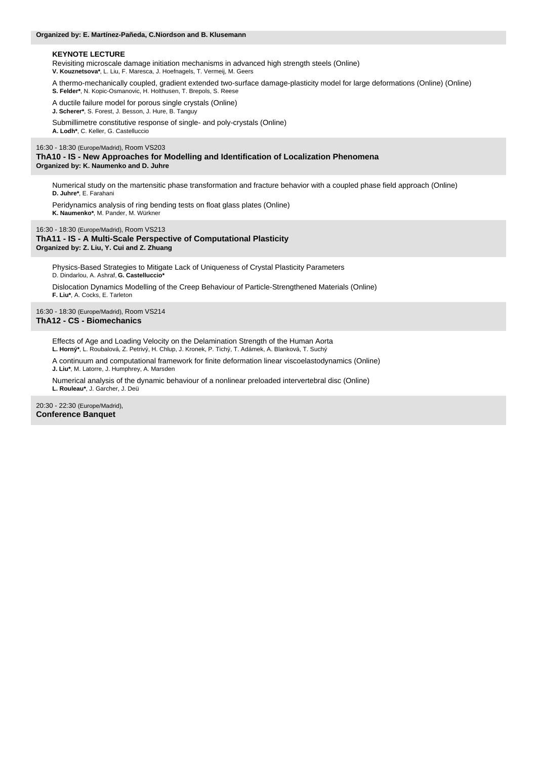**Organized by: E. Martínez-Pañeda, C.Niordson and B. Klusemann**

**KEYNOTE LECTURE**

Revisiting microscale damage initiation mechanisms in advanced high strength steels (Online)
**V. Kouznetsova***, L. Liu, F. Maresca, J. Hoefnagels, T. Vermeij, M. Geers

A thermo-mechanically coupled, gradient extended two-surface damage-plasticity model for large deformations (Online) (Online)
**S. Felder***, N. Kopic-Osmanovic, H. Holthusen, T. Brepols, S. Reese

A ductile failure model for porous single crystals (Online)
**J. Scherer***, S. Forest, J. Besson, J. Hure, B. Tanguy

Submillimetre constitutive response of single- and poly-crystals (Online)
**A. Lodh***, C. Keller, G. Castelluccio

16:30 - 18:30 (Europe/Madrid), Room VS203
**ThA10 - IS - New Approaches for Modelling and Identification of Localization Phenomena**
**Organized by: K. Naumenko and D. Juhre**

Numerical study on the martensitic phase transformation and fracture behavior with a coupled phase field approach (Online)
**D. Juhre***, E. Farahani

Peridynamics analysis of ring bending tests on float glass plates (Online)
**K. Naumenko***, M. Pander, M. Würkner

16:30 - 18:30 (Europe/Madrid), Room VS213
**ThA11 - IS - A Multi-Scale Perspective of Computational Plasticity**
**Organized by: Z. Liu, Y. Cui and Z. Zhuang**

Physics-Based Strategies to Mitigate Lack of Uniqueness of Crystal Plasticity Parameters
D. Dindarlou, A. Ashraf, **G. Castelluccio***

Dislocation Dynamics Modelling of the Creep Behaviour of Particle-Strengthened Materials (Online)
**F. Liu***, A. Cocks, E. Tarleton

16:30 - 18:30 (Europe/Madrid), Room VS214
**ThA12 - CS - Biomechanics**

Effects of Age and Loading Velocity on the Delamination Strength of the Human Aorta
**L. Horný***, L. Roubalová, Z. Petrivý, H. Chlup, J. Kronek, P. Tichý, T. Adámek, A. Blanková, T. Suchý

A continuum and computational framework for finite deformation linear viscoelastodynamics (Online)
**J. Liu***, M. Latorre, J. Humphrey, A. Marsden

Numerical analysis of the dynamic behaviour of a nonlinear preloaded intervertebral disc (Online)
**L. Rouleau***, J. Garcher, J. Deü

20:30 - 22:30 (Europe/Madrid),
**Conference Banquet**